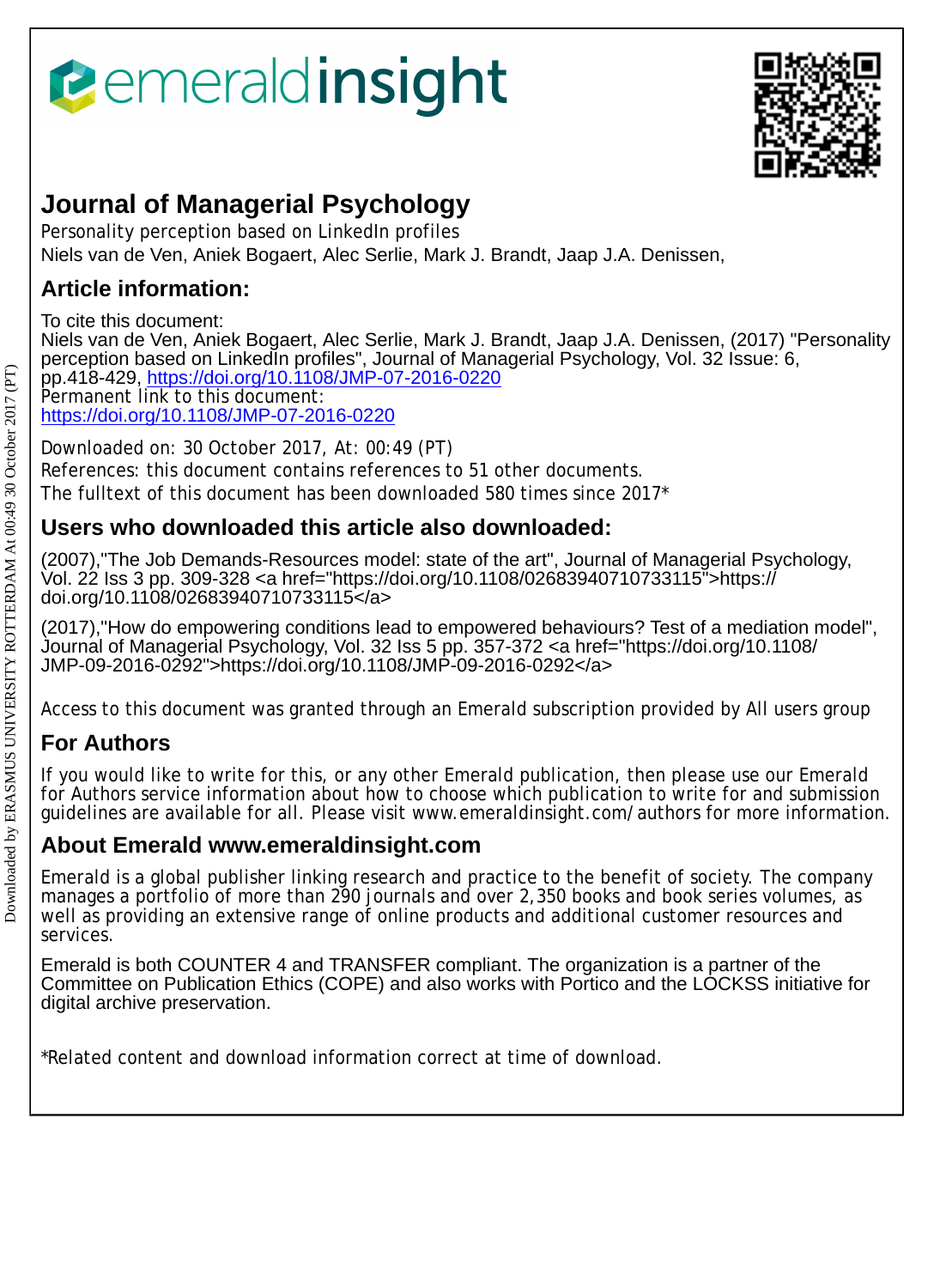# Journal of Managerial Psychology

Personality perception based on LinkedIn profiles

Niels van de Ven, Aniek Bogaert, Alec Serlie, Mark J. Brandt, Jaap J.A. Denissen,

## Article information:

To cite this document:

Niels van de Ven, Aniek Bogaert, Alec Serlie, Mark J. Brandt, Jaap J.A. Denissen, (2017) "Personality perception based on LinkedIn profiles", Journal of Managerial Psychology, Vol. 32 Issue: 6, pp.418-429, https://doi.org/10.1108/JMP-07-2016-0220

Permanent link to this document:

https://doi.org/10.1108/JMP-07-2016-0220

Downloaded on: 30 October 2017, At: 00:49 (PT)

References: this document contains references to 51 other documents.

The fulltext of this document has been downloaded 580 times since 2017*

## Users who downloaded this article also downloaded:

(2007),"The Job Demands-Resources model: state of the art", Journal of Managerial Psychology, Vol. 22 Iss 3 pp. 309-328 <a href="https://doi.org/10.1108/02683940710733115">https://doi.org/10.1108/02683940710733115</a>

(2017),"How do empowering conditions lead to empowered behaviours? Test of a mediation model", Journal of Managerial Psychology, Vol. 32 Iss 5 pp. 357-372 <a href="https://doi.org/10.1108/JMP-09-2016-0292">https://doi.org/10.1108/JMP-09-2016-0292</a>

Access to this document was granted through an Emerald subscription provided by All users group

## For Authors

If you would like to write for this, or any other Emerald publication, then please use our Emerald for Authors service information about how to choose which publication to write for and submission guidelines are available for all. Please visit www.emeraldinsight.com/authors for more information.

## About Emerald www.emeraldinsight.com

Emerald is a global publisher linking research and practice to the benefit of society. The company manages a portfolio of more than 290 journals and over 2,350 books and book series volumes, as well as providing an extensive range of online products and additional customer resources and services.

Emerald is both COUNTER 4 and TRANSFER compliant. The organization is a partner of the Committee on Publication Ethics (COPE) and also works with Portico and the LOCKSS initiative for digital archive preservation.

*Related content and download information correct at time of download.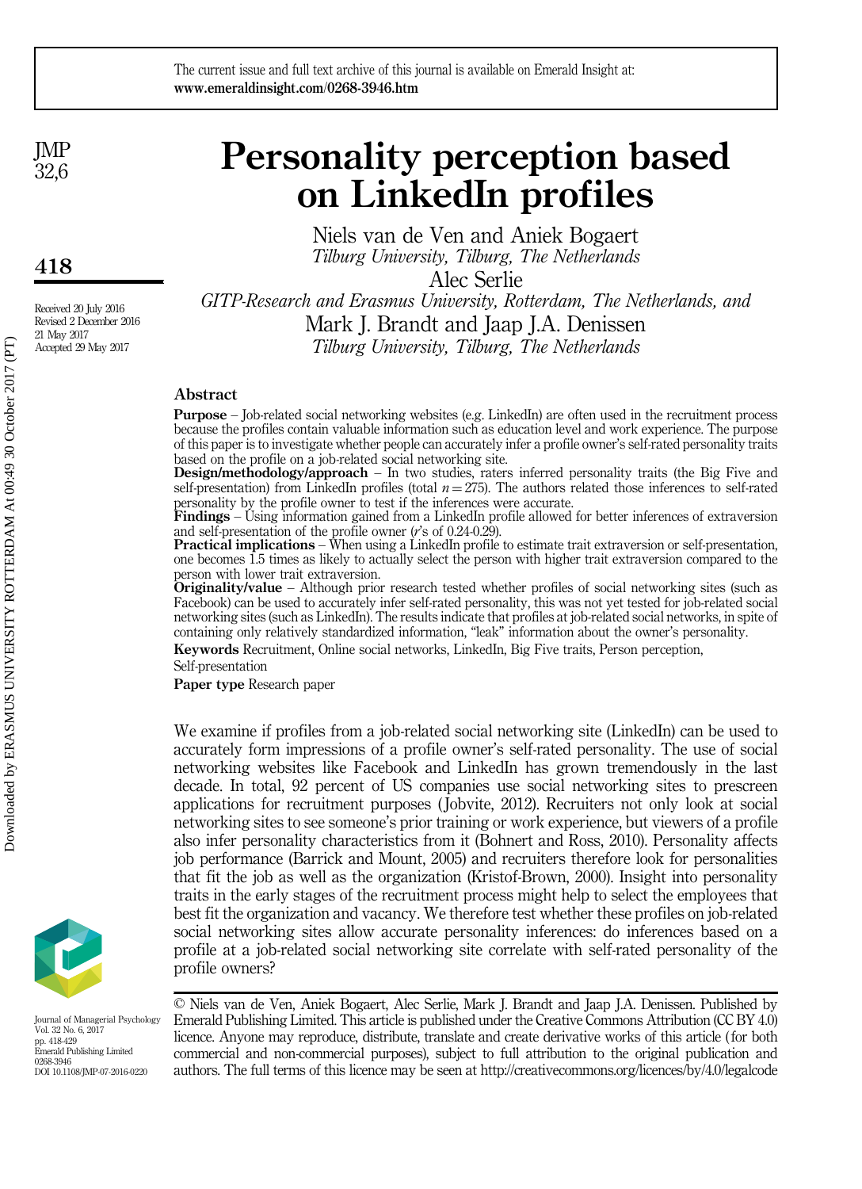# Personality perception based on LinkedIn profiles

Niels van de Ven and Aniek Bogaert
*Tilburg University, Tilburg, The Netherlands*

Alec Serlie
*GITP-Research and Erasmus University, Rotterdam, The Netherlands, and*

Mark J. Brandt and Jaap J.A. Denissen
*Tilburg University, Tilburg, The Netherlands*

Received 20 July 2016
Revised 2 December 2016
21 May 2017
Accepted 29 May 2017

## Abstract

**Purpose** – Job-related social networking websites (e.g. LinkedIn) are often used in the recruitment process because the profiles contain valuable information such as education level and work experience. The purpose of this paper is to investigate whether people can accurately infer a profile owner's self-rated personality traits based on the profile on a job-related social networking site.

**Design/methodology/approach** – In two studies, raters inferred personality traits (the Big Five and self-presentation) from LinkedIn profiles (total $n = 275$). The authors related those inferences to self-rated personality by the profile owner to test if the inferences were accurate.

**Findings** – Using information gained from a LinkedIn profile allowed for better inferences of extraversion and self-presentation of the profile owner ($r$'s of 0.24-0.29).

**Practical implications** – When using a LinkedIn profile to estimate trait extraversion or self-presentation, one becomes 1.5 times as likely to actually select the person with higher trait extraversion compared to the person with lower trait extraversion.

**Originality/value** – Although prior research tested whether profiles of social networking sites (such as Facebook) can be used to accurately infer self-rated personality, this was not yet tested for job-related social networking sites (such as LinkedIn). The results indicate that profiles at job-related social networks, in spite of containing only relatively standardized information, "leak" information about the owner's personality.

**Keywords** Recruitment, Online social networks, LinkedIn, Big Five traits, Person perception, Self-presentation

**Paper type** Research paper

We examine if profiles from a job-related social networking site (LinkedIn) can be used to accurately form impressions of a profile owner's self-rated personality. The use of social networking websites like Facebook and LinkedIn has grown tremendously in the last decade. In total, 92 percent of US companies use social networking sites to prescreen applications for recruitment purposes (Jobvite, 2012). Recruiters not only look at social networking sites to see someone's prior training or work experience, but viewers of a profile also infer personality characteristics from it (Bohnert and Ross, 2010). Personality affects job performance (Barrick and Mount, 2005) and recruiters therefore look for personalities that fit the job as well as the organization (Kristof-Brown, 2000). Insight into personality traits in the early stages of the recruitment process might help to select the employees that best fit the organization and vacancy. We therefore test whether these profiles on job-related social networking sites allow accurate personality inferences: do inferences based on a profile at a job-related social networking site correlate with self-rated personality of the profile owners?

© Niels van de Ven, Aniek Bogaert, Alec Serlie, Mark J. Brandt and Jaap J.A. Denissen. Published by Emerald Publishing Limited. This article is published under the Creative Commons Attribution (CC BY 4.0) licence. Anyone may reproduce, distribute, translate and create derivative works of this article (for both commercial and non-commercial purposes), subject to full attribution to the original publication and authors. The full terms of this licence may be seen at http://creativecommons.org/licences/by/4.0/legalcode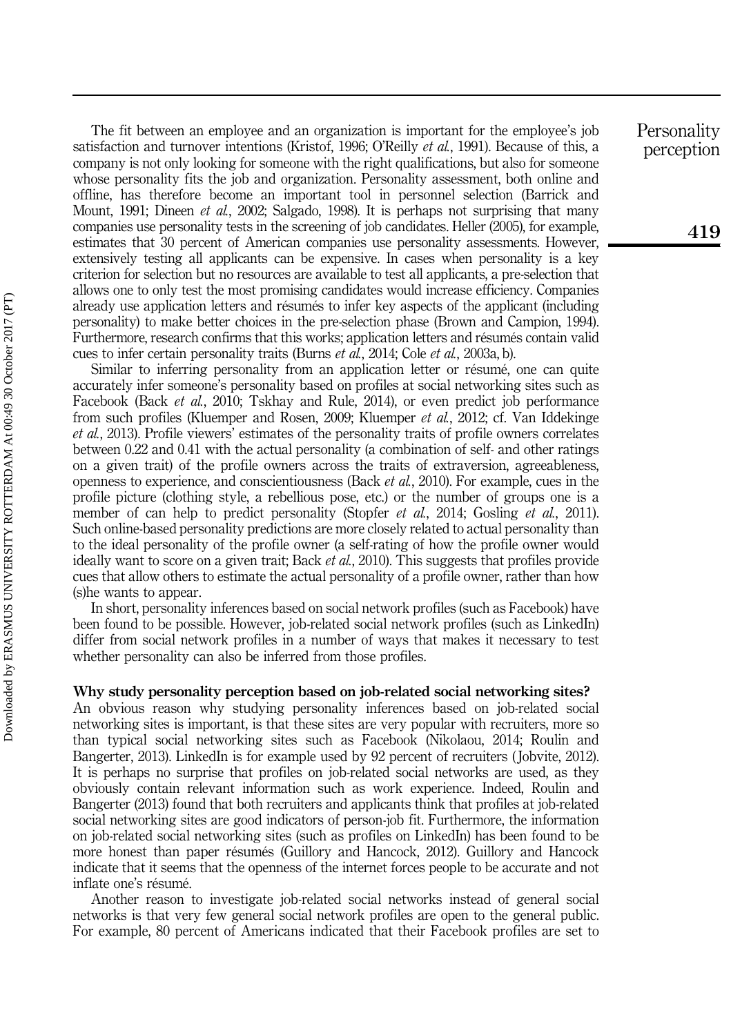The fit between an employee and an organization is important for the employee's job satisfaction and turnover intentions (Kristof, 1996; O'Reilly *et al.*, 1991). Because of this, a company is not only looking for someone with the right qualifications, but also for someone whose personality fits the job and organization. Personality assessment, both online and offline, has therefore become an important tool in personnel selection (Barrick and Mount, 1991; Dineen *et al.*, 2002; Salgado, 1998). It is perhaps not surprising that many companies use personality tests in the screening of job candidates. Heller (2005), for example, estimates that 30 percent of American companies use personality assessments. However, extensively testing all applicants can be expensive. In cases when personality is a key criterion for selection but no resources are available to test all applicants, a pre-selection that allows one to only test the most promising candidates would increase efficiency. Companies already use application letters and résumés to infer key aspects of the applicant (including personality) to make better choices in the pre-selection phase (Brown and Campion, 1994). Furthermore, research confirms that this works; application letters and résumés contain valid cues to infer certain personality traits (Burns *et al.*, 2014; Cole *et al.*, 2003a, b).

Similar to inferring personality from an application letter or résumé, one can quite accurately infer someone's personality based on profiles at social networking sites such as Facebook (Back *et al.*, 2010; Tskhay and Rule, 2014), or even predict job performance from such profiles (Kluemper and Rosen, 2009; Kluemper *et al.*, 2012; cf. Van Iddekinge *et al.*, 2013). Profile viewers' estimates of the personality traits of profile owners correlates between 0.22 and 0.41 with the actual personality (a combination of self- and other ratings on a given trait) of the profile owners across the traits of extraversion, agreeableness, openness to experience, and conscientiousness (Back *et al.*, 2010). For example, cues in the profile picture (clothing style, a rebellious pose, etc.) or the number of groups one is a member of can help to predict personality (Stopfer *et al.*, 2014; Gosling *et al.*, 2011). Such online-based personality predictions are more closely related to actual personality than to the ideal personality of the profile owner (a self-rating of how the profile owner would ideally want to score on a given trait; Back *et al.*, 2010). This suggests that profiles provide cues that allow others to estimate the actual personality of a profile owner, rather than how (s)he wants to appear.

In short, personality inferences based on social network profiles (such as Facebook) have been found to be possible. However, job-related social network profiles (such as LinkedIn) differ from social network profiles in a number of ways that makes it necessary to test whether personality can also be inferred from those profiles.

### Why study personality perception based on job-related social networking sites?

An obvious reason why studying personality inferences based on job-related social networking sites is important, is that these sites are very popular with recruiters, more so than typical social networking sites such as Facebook (Nikolaou, 2014; Roulin and Bangerter, 2013). LinkedIn is for example used by 92 percent of recruiters (Jobvite, 2012). It is perhaps no surprise that profiles on job-related social networks are used, as they obviously contain relevant information such as work experience. Indeed, Roulin and Bangerter (2013) found that both recruiters and applicants think that profiles at job-related social networking sites are good indicators of person-job fit. Furthermore, the information on job-related social networking sites (such as profiles on LinkedIn) has been found to be more honest than paper résumés (Guillory and Hancock, 2012). Guillory and Hancock indicate that it seems that the openness of the internet forces people to be accurate and not inflate one's résumé.

Another reason to investigate job-related social networks instead of general social networks is that very few general social network profiles are open to the general public. For example, 80 percent of Americans indicated that their Facebook profiles are set to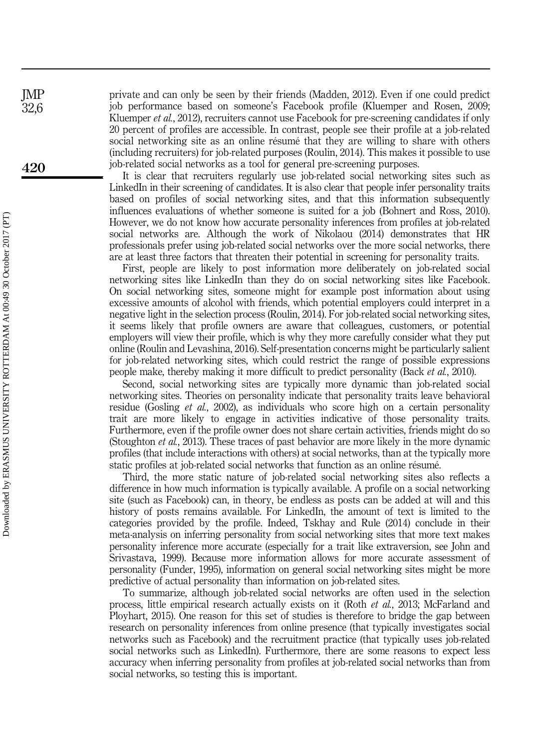private and can only be seen by their friends (Madden, 2012). Even if one could predict job performance based on someone's Facebook profile (Kluemper and Rosen, 2009; Kluemper *et al.*, 2012), recruiters cannot use Facebook for pre-screening candidates if only 20 percent of profiles are accessible. In contrast, people see their profile at a job-related social networking site as an online résumé that they are willing to share with others (including recruiters) for job-related purposes (Roulin, 2014). This makes it possible to use job-related social networks as a tool for general pre-screening purposes.

It is clear that recruiters regularly use job-related social networking sites such as LinkedIn in their screening of candidates. It is also clear that people infer personality traits based on profiles of social networking sites, and that this information subsequently influences evaluations of whether someone is suited for a job (Bohnert and Ross, 2010). However, we do not know how accurate personality inferences from profiles at job-related social networks are. Although the work of Nikolaou (2014) demonstrates that HR professionals prefer using job-related social networks over the more social networks, there are at least three factors that threaten their potential in screening for personality traits.

First, people are likely to post information more deliberately on job-related social networking sites like LinkedIn than they do on social networking sites like Facebook. On social networking sites, someone might for example post information about using excessive amounts of alcohol with friends, which potential employers could interpret in a negative light in the selection process (Roulin, 2014). For job-related social networking sites, it seems likely that profile owners are aware that colleagues, customers, or potential employers will view their profile, which is why they more carefully consider what they put online (Roulin and Levashina, 2016). Self-presentation concerns might be particularly salient for job-related networking sites, which could restrict the range of possible expressions people make, thereby making it more difficult to predict personality (Back *et al.*, 2010).

Second, social networking sites are typically more dynamic than job-related social networking sites. Theories on personality indicate that personality traits leave behavioral residue (Gosling *et al.*, 2002), as individuals who score high on a certain personality trait are more likely to engage in activities indicative of those personality traits. Furthermore, even if the profile owner does not share certain activities, friends might do so (Stoughton *et al.*, 2013). These traces of past behavior are more likely in the more dynamic profiles (that include interactions with others) at social networks, than at the typically more static profiles at job-related social networks that function as an online résumé.

Third, the more static nature of job-related social networking sites also reflects a difference in how much information is typically available. A profile on a social networking site (such as Facebook) can, in theory, be endless as posts can be added at will and this history of posts remains available. For LinkedIn, the amount of text is limited to the categories provided by the profile. Indeed, Tskhay and Rule (2014) conclude in their meta-analysis on inferring personality from social networking sites that more text makes personality inference more accurate (especially for a trait like extraversion, see John and Srivastava, 1999). Because more information allows for more accurate assessment of personality (Funder, 1995), information on general social networking sites might be more predictive of actual personality than information on job-related sites.

To summarize, although job-related social networks are often used in the selection process, little empirical research actually exists on it (Roth *et al.*, 2013; McFarland and Ployhart, 2015). One reason for this set of studies is therefore to bridge the gap between research on personality inferences from online presence (that typically investigates social networks such as Facebook) and the recruitment practice (that typically uses job-related social networks such as LinkedIn). Furthermore, there are some reasons to expect less accuracy when inferring personality from profiles at job-related social networks than from social networks, so testing this is important.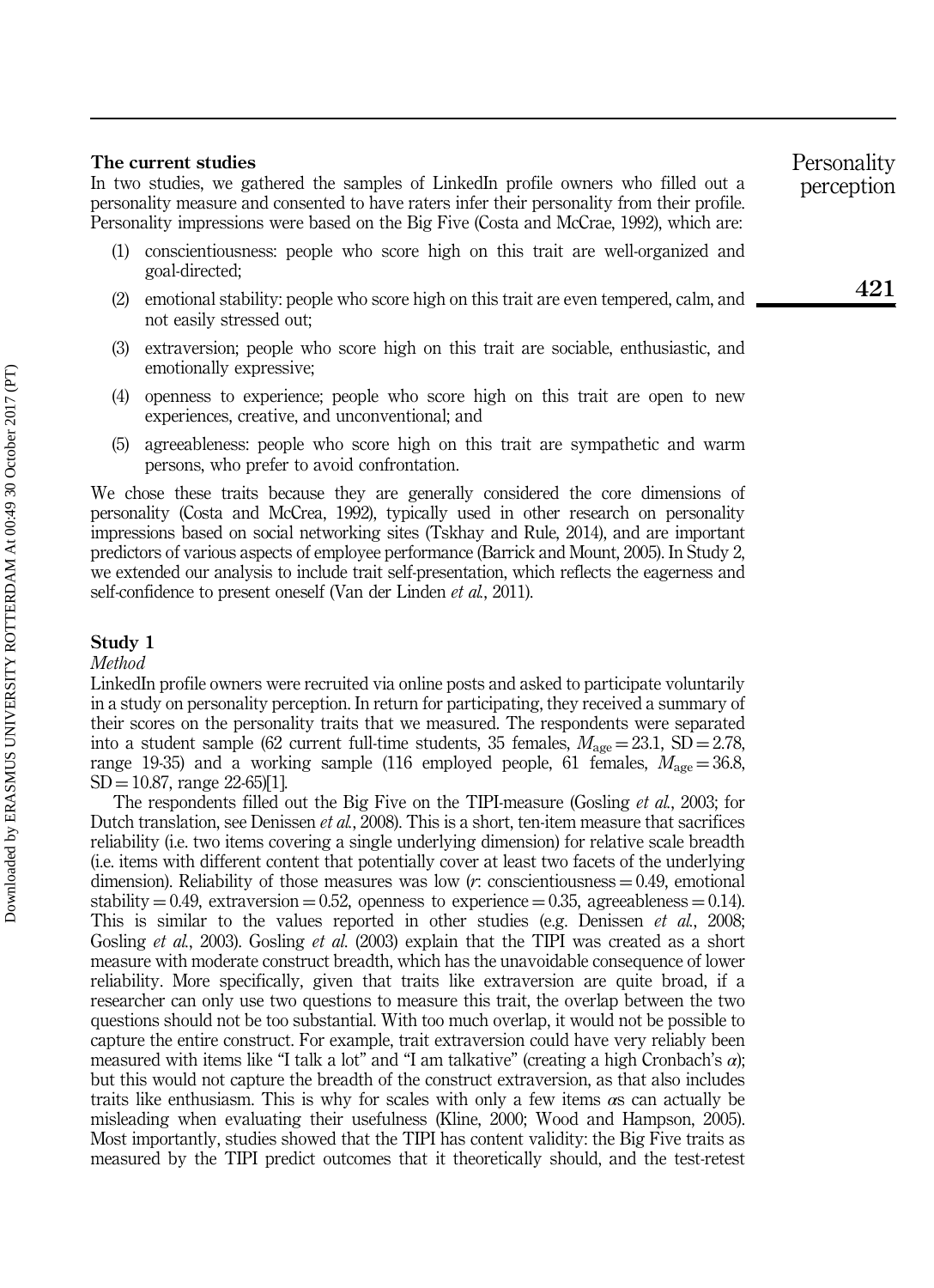## The current studies

In two studies, we gathered the samples of LinkedIn profile owners who filled out a personality measure and consented to have raters infer their personality from their profile. Personality impressions were based on the Big Five (Costa and McCrae, 1992), which are:

1. conscientiousness: people who score high on this trait are well-organized and goal-directed;
2. emotional stability: people who score high on this trait are even tempered, calm, and not easily stressed out;
3. extraversion; people who score high on this trait are sociable, enthusiastic, and emotionally expressive;
4. openness to experience; people who score high on this trait are open to new experiences, creative, and unconventional; and
5. agreeableness: people who score high on this trait are sympathetic and warm persons, who prefer to avoid confrontation.

We chose these traits because they are generally considered the core dimensions of personality (Costa and McCrea, 1992), typically used in other research on personality impressions based on social networking sites (Tskhay and Rule, 2014), and are important predictors of various aspects of employee performance (Barrick and Mount, 2005). In Study 2, we extended our analysis to include trait self-presentation, which reflects the eagerness and self-confidence to present oneself (Van der Linden *et al.*, 2011).

## Study 1

### *Method*

LinkedIn profile owners were recruited via online posts and asked to participate voluntarily in a study on personality perception. In return for participating, they received a summary of their scores on the personality traits that we measured. The respondents were separated into a student sample (62 current full-time students, 35 females, $M_{\text{age}} = 23.1$, $\text{SD} = 2.78$, range 19-35) and a working sample (116 employed people, 61 females, $M_{\text{age}} = 36.8$, $\text{SD} = 10.87$, range 22-65)[1].

The respondents filled out the Big Five on the TIPI-measure (Gosling *et al.*, 2003; for Dutch translation, see Denissen *et al.*, 2008). This is a short, ten-item measure that sacrifices reliability (i.e. two items covering a single underlying dimension) for relative scale breadth (i.e. items with different content that potentially cover at least two facets of the underlying dimension). Reliability of those measures was low ($r$: conscientiousness = 0.49, emotional stability = 0.49, extraversion = 0.52, openness to experience = 0.35, agreeableness = 0.14). This is similar to the values reported in other studies (e.g. Denissen *et al.*, 2008; Gosling *et al.*, 2003). Gosling *et al.* (2003) explain that the TIPI was created as a short measure with moderate construct breadth, which has the unavoidable consequence of lower reliability. More specifically, given that traits like extraversion are quite broad, if a researcher can only use two questions to measure this trait, the overlap between the two questions should not be too substantial. With too much overlap, it would not be possible to capture the entire construct. For example, trait extraversion could have very reliably been measured with items like "I talk a lot" and "I am talkative" (creating a high Cronbach's $\alpha$); but this would not capture the breadth of the construct extraversion, as that also includes traits like enthusiasm. This is why for scales with only a few items $\alpha$s can actually be misleading when evaluating their usefulness (Kline, 2000; Wood and Hampson, 2005). Most importantly, studies showed that the TIPI has content validity: the Big Five traits as measured by the TIPI predict outcomes that it theoretically should, and the test-retest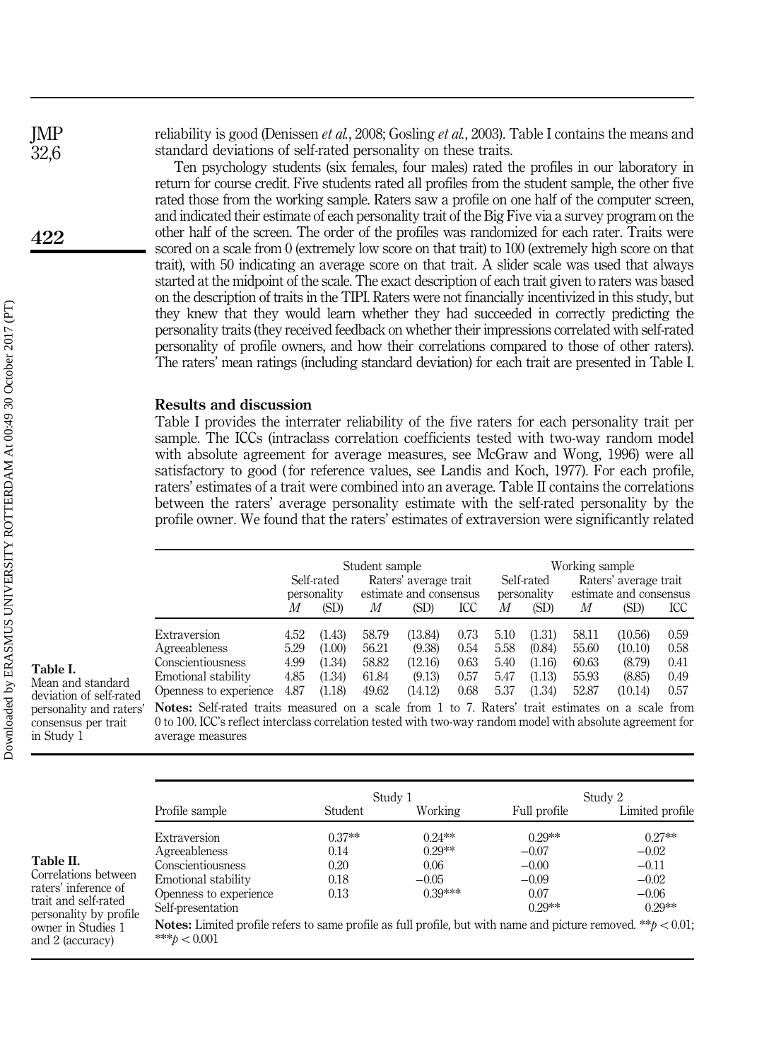reliability is good (Denissen *et al.*, 2008; Gosling *et al.*, 2003). Table I contains the means and standard deviations of self-rated personality on these traits.

Ten psychology students (six females, four males) rated the profiles in our laboratory in return for course credit. Five students rated all profiles from the student sample, the other five rated those from the working sample. Raters saw a profile on one half of the computer screen, and indicated their estimate of each personality trait of the Big Five via a survey program on the other half of the screen. The order of the profiles was randomized for each rater. Traits were scored on a scale from 0 (extremely low score on that trait) to 100 (extremely high score on that trait), with 50 indicating an average score on that trait. A slider scale was used that always started at the midpoint of the scale. The exact description of each trait given to raters was based on the description of traits in the TIPI. Raters were not financially incentivized in this study, but they knew that they would learn whether they had succeeded in correctly predicting the personality traits (they received feedback on whether their impressions correlated with self-rated personality of profile owners, and how their correlations compared to those of other raters). The raters' mean ratings (including standard deviation) for each trait are presented in Table I.

### Results and discussion

Table I provides the interrater reliability of the five raters for each personality trait per sample. The ICCs (intraclass correlation coefficients tested with two-way random model with absolute agreement for average measures, see McGraw and Wong, 1996) were all satisfactory to good (for reference values, see Landis and Koch, 1977). For each profile, raters' estimates of a trait were combined into an average. Table II contains the correlations between the raters' average personality estimate with the self-rated personality by the profile owner. We found that the raters' estimates of extraversion were significantly related

**Table I.** Mean and standard deviation of self-rated personality and raters' consensus per trait in Study 1

| | Student sample | | | | | Working sample | | | | |
|---|---|---|---|---|---|---|---|---|---|---|
| | Self-rated personality | | Raters' average trait estimate and consensus | | | Self-rated personality | | Raters' average trait estimate and consensus | | |
| | *M* | (SD) | *M* | (SD) | ICC | *M* | (SD) | *M* | (SD) | ICC |
| Extraversion | 4.52 | (1.43) | 58.79 | (13.84) | 0.73 | 5.10 | (1.31) | 58.11 | (10.56) | 0.59 |
| Agreeableness | 5.29 | (1.00) | 56.21 | (9.38) | 0.54 | 5.58 | (0.84) | 55.60 | (10.10) | 0.58 |
| Conscientiousness | 4.99 | (1.34) | 58.82 | (12.16) | 0.63 | 5.40 | (1.16) | 60.63 | (8.79) | 0.41 |
| Emotional stability | 4.85 | (1.34) | 61.84 | (9.13) | 0.57 | 5.47 | (1.13) | 55.93 | (8.85) | 0.49 |
| Openness to experience | 4.87 | (1.18) | 49.62 | (14.12) | 0.68 | 5.37 | (1.34) | 52.87 | (10.14) | 0.57 |

**Notes:** Self-rated traits measured on a scale from 1 to 7. Raters' trait estimates on a scale from 0 to 100. ICC's reflect interclass correlation tested with two-way random model with absolute agreement for average measures

**Table II.** Correlations between raters' inference of trait and self-rated personality by profile owner in Studies 1 and 2 (accuracy)

| | Study 1 | | Study 2 | |
|---|---|---|---|---|
| Profile sample | Student | Working | Full profile | Limited profile |
| Extraversion | 0.37** | 0.24** | 0.29** | 0.27** |
| Agreeableness | 0.14 | 0.29** | −0.07 | −0.02 |
| Conscientiousness | 0.20 | 0.06 | −0.00 | −0.11 |
| Emotional stability | 0.18 | −0.05 | −0.09 | −0.02 |
| Openness to experience | 0.13 | 0.39*** | 0.07 | −0.06 |
| Self-presentation | | | 0.29** | 0.29** |

**Notes:** Limited profile refers to same profile as full profile, but with name and picture removed. **$p < 0.01$; ***$p < 0.001$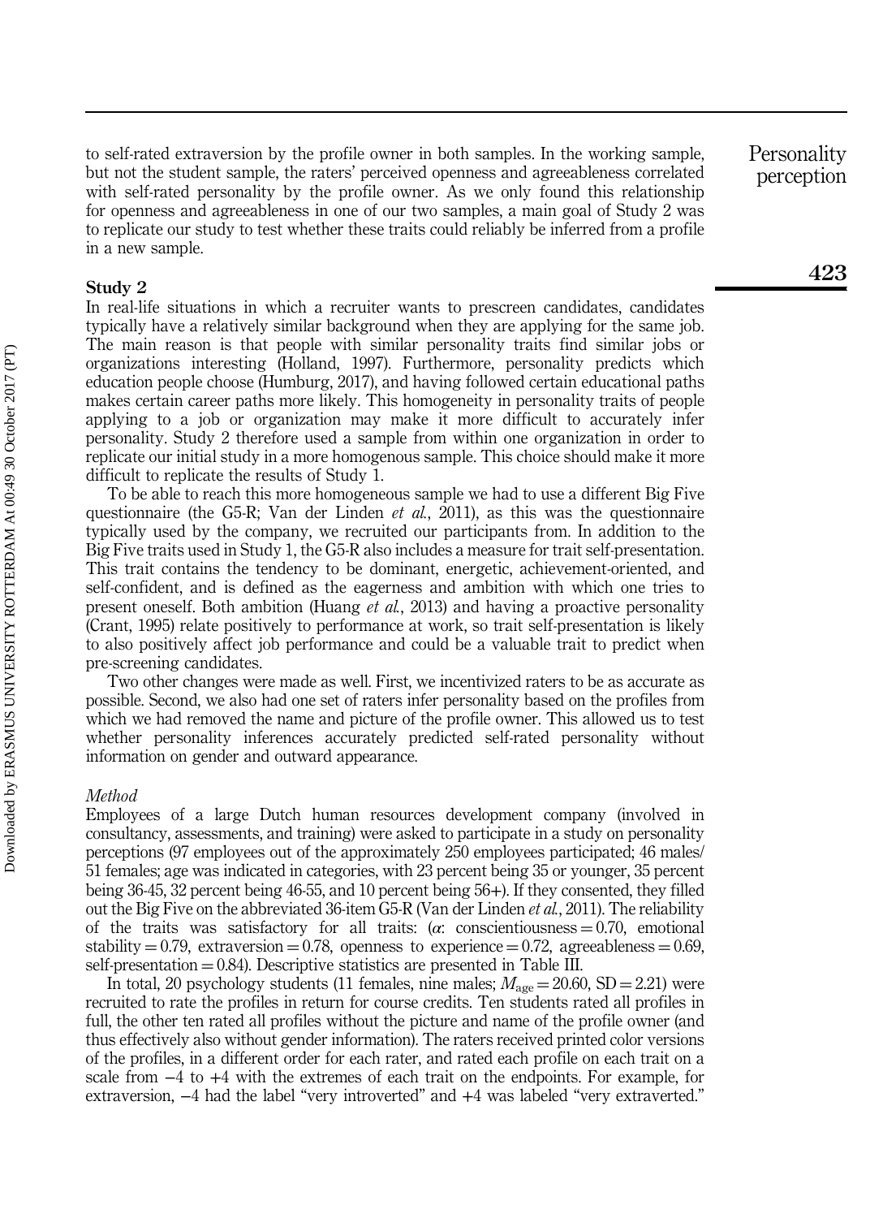to self-rated extraversion by the profile owner in both samples. In the working sample, but not the student sample, the raters' perceived openness and agreeableness correlated with self-rated personality by the profile owner. As we only found this relationship for openness and agreeableness in one of our two samples, a main goal of Study 2 was to replicate our study to test whether these traits could reliably be inferred from a profile in a new sample.

## Study 2

In real-life situations in which a recruiter wants to prescreen candidates, candidates typically have a relatively similar background when they are applying for the same job. The main reason is that people with similar personality traits find similar jobs or organizations interesting (Holland, 1997). Furthermore, personality predicts which education people choose (Humburg, 2017), and having followed certain educational paths makes certain career paths more likely. This homogeneity in personality traits of people applying to a job or organization may make it more difficult to accurately infer personality. Study 2 therefore used a sample from within one organization in order to replicate our initial study in a more homogenous sample. This choice should make it more difficult to replicate the results of Study 1.

To be able to reach this more homogeneous sample we had to use a different Big Five questionnaire (the G5-R; Van der Linden *et al.*, 2011), as this was the questionnaire typically used by the company, we recruited our participants from. In addition to the Big Five traits used in Study 1, the G5-R also includes a measure for trait self-presentation. This trait contains the tendency to be dominant, energetic, achievement-oriented, and self-confident, and is defined as the eagerness and ambition with which one tries to present oneself. Both ambition (Huang *et al.*, 2013) and having a proactive personality (Crant, 1995) relate positively to performance at work, so trait self-presentation is likely to also positively affect job performance and could be a valuable trait to predict when pre-screening candidates.

Two other changes were made as well. First, we incentivized raters to be as accurate as possible. Second, we also had one set of raters infer personality based on the profiles from which we had removed the name and picture of the profile owner. This allowed us to test whether personality inferences accurately predicted self-rated personality without information on gender and outward appearance.

### *Method*

Employees of a large Dutch human resources development company (involved in consultancy, assessments, and training) were asked to participate in a study on personality perceptions (97 employees out of the approximately 250 employees participated; 46 males/51 females; age was indicated in categories, with 23 percent being 35 or younger, 35 percent being 36-45, 32 percent being 46-55, and 10 percent being 56+). If they consented, they filled out the Big Five on the abbreviated 36-item G5-R (Van der Linden *et al.*, 2011). The reliability of the traits was satisfactory for all traits: ($\alpha$: conscientiousness = 0.70, emotional stability = 0.79, extraversion = 0.78, openness to experience = 0.72, agreeableness = 0.69, self-presentation = 0.84). Descriptive statistics are presented in Table III.

In total, 20 psychology students (11 females, nine males; $M_{\text{age}} = 20.60$, SD = 2.21) were recruited to rate the profiles in return for course credits. Ten students rated all profiles in full, the other ten rated all profiles without the picture and name of the profile owner (and thus effectively also without gender information). The raters received printed color versions of the profiles, in a different order for each rater, and rated each profile on each trait on a scale from −4 to +4 with the extremes of each trait on the endpoints. For example, for extraversion, −4 had the label "very introverted" and +4 was labeled "very extraverted."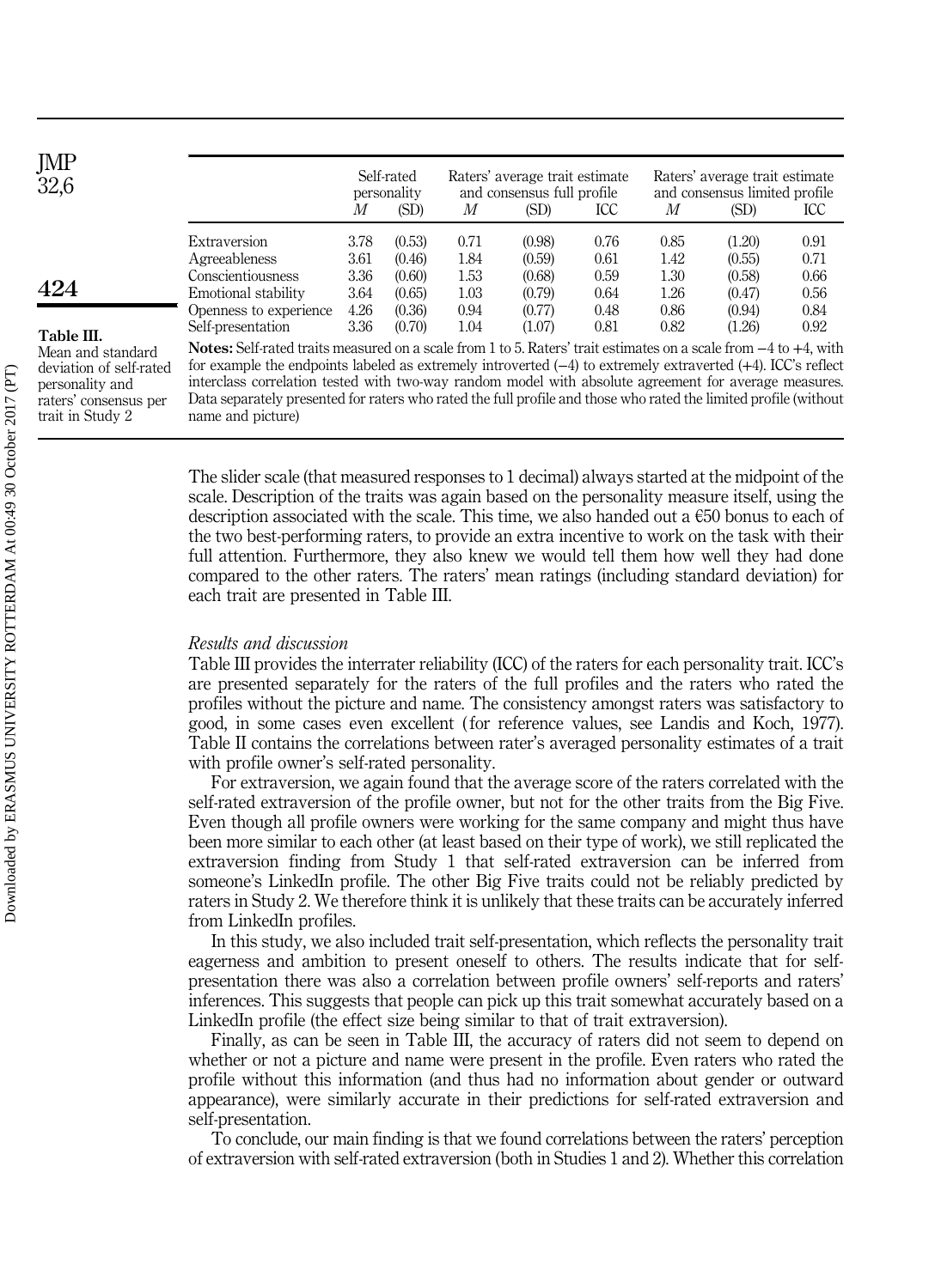**Table III.** Mean and standard deviation of self-rated personality and raters' consensus per trait in Study 2

| | Self-rated personality | | Raters' average trait estimate and consensus full profile | | | Raters' average trait estimate and consensus limited profile | | |
|---|---|---|---|---|---|---|---|---|
| | *M* | (SD) | *M* | (SD) | ICC | *M* | (SD) | ICC |
| Extraversion | 3.78 | (0.53) | 0.71 | (0.98) | 0.76 | 0.85 | (1.20) | 0.91 |
| Agreeableness | 3.61 | (0.46) | 1.84 | (0.59) | 0.61 | 1.42 | (0.55) | 0.71 |
| Conscientiousness | 3.36 | (0.60) | 1.53 | (0.68) | 0.59 | 1.30 | (0.58) | 0.66 |
| Emotional stability | 3.64 | (0.65) | 1.03 | (0.79) | 0.64 | 1.26 | (0.47) | 0.56 |
| Openness to experience | 4.26 | (0.36) | 0.94 | (0.77) | 0.48 | 0.86 | (0.94) | 0.84 |
| Self-presentation | 3.36 | (0.70) | 1.04 | (1.07) | 0.81 | 0.82 | (1.26) | 0.92 |

**Notes:** Self-rated traits measured on a scale from 1 to 5. Raters' trait estimates on a scale from −4 to +4, with for example the endpoints labeled as extremely introverted (−4) to extremely extraverted (+4). ICC's reflect interclass correlation tested with two-way random model with absolute agreement for average measures. Data separately presented for raters who rated the full profile and those who rated the limited profile (without name and picture)

The slider scale (that measured responses to 1 decimal) always started at the midpoint of the scale. Description of the traits was again based on the personality measure itself, using the description associated with the scale. This time, we also handed out a €50 bonus to each of the two best-performing raters, to provide an extra incentive to work on the task with their full attention. Furthermore, they also knew we would tell them how well they had done compared to the other raters. The raters' mean ratings (including standard deviation) for each trait are presented in Table III.

### *Results and discussion*

Table III provides the interrater reliability (ICC) of the raters for each personality trait. ICC's are presented separately for the raters of the full profiles and the raters who rated the profiles without the picture and name. The consistency amongst raters was satisfactory to good, in some cases even excellent (for reference values, see Landis and Koch, 1977). Table II contains the correlations between rater's averaged personality estimates of a trait with profile owner's self-rated personality.

For extraversion, we again found that the average score of the raters correlated with the self-rated extraversion of the profile owner, but not for the other traits from the Big Five. Even though all profile owners were working for the same company and might thus have been more similar to each other (at least based on their type of work), we still replicated the extraversion finding from Study 1 that self-rated extraversion can be inferred from someone's LinkedIn profile. The other Big Five traits could not be reliably predicted by raters in Study 2. We therefore think it is unlikely that these traits can be accurately inferred from LinkedIn profiles.

In this study, we also included trait self-presentation, which reflects the personality trait eagerness and ambition to present oneself to others. The results indicate that for self-presentation there was also a correlation between profile owners' self-reports and raters' inferences. This suggests that people can pick up this trait somewhat accurately based on a LinkedIn profile (the effect size being similar to that of trait extraversion).

Finally, as can be seen in Table III, the accuracy of raters did not seem to depend on whether or not a picture and name were present in the profile. Even raters who rated the profile without this information (and thus had no information about gender or outward appearance), were similarly accurate in their predictions for self-rated extraversion and self-presentation.

To conclude, our main finding is that we found correlations between the raters' perception of extraversion with self-rated extraversion (both in Studies 1 and 2). Whether this correlation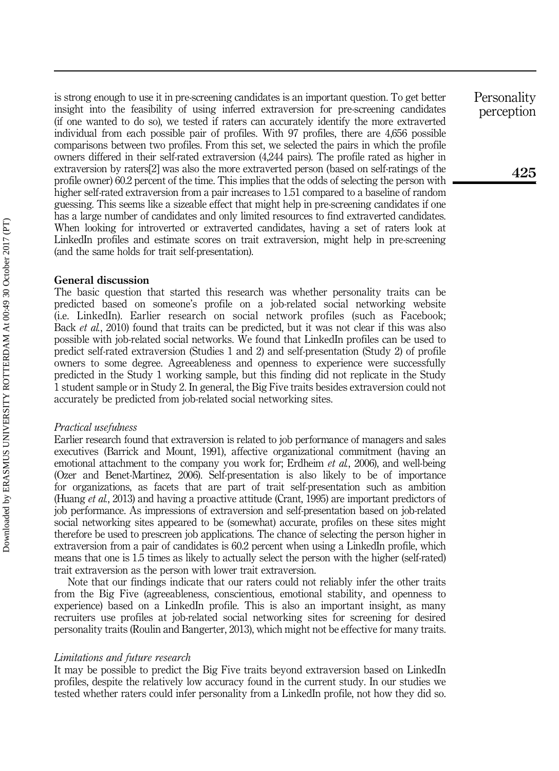is strong enough to use it in pre-screening candidates is an important question. To get better insight into the feasibility of using inferred extraversion for pre-screening candidates (if one wanted to do so), we tested if raters can accurately identify the more extraverted individual from each possible pair of profiles. With 97 profiles, there are 4,656 possible comparisons between two profiles. From this set, we selected the pairs in which the profile owners differed in their self-rated extraversion (4,244 pairs). The profile rated as higher in extraversion by raters[2] was also the more extraverted person (based on self-ratings of the profile owner) 60.2 percent of the time. This implies that the odds of selecting the person with higher self-rated extraversion from a pair increases to 1.51 compared to a baseline of random guessing. This seems like a sizeable effect that might help in pre-screening candidates if one has a large number of candidates and only limited resources to find extraverted candidates. When looking for introverted or extraverted candidates, having a set of raters look at LinkedIn profiles and estimate scores on trait extraversion, might help in pre-screening (and the same holds for trait self-presentation).

## General discussion

The basic question that started this research was whether personality traits can be predicted based on someone's profile on a job-related social networking website (i.e. LinkedIn). Earlier research on social network profiles (such as Facebook; Back *et al.*, 2010) found that traits can be predicted, but it was not clear if this was also possible with job-related social networks. We found that LinkedIn profiles can be used to predict self-rated extraversion (Studies 1 and 2) and self-presentation (Study 2) of profile owners to some degree. Agreeableness and openness to experience were successfully predicted in the Study 1 working sample, but this finding did not replicate in the Study 1 student sample or in Study 2. In general, the Big Five traits besides extraversion could not accurately be predicted from job-related social networking sites.

### *Practical usefulness*

Earlier research found that extraversion is related to job performance of managers and sales executives (Barrick and Mount, 1991), affective organizational commitment (having an emotional attachment to the company you work for; Erdheim *et al.*, 2006), and well-being (Ozer and Benet-Martinez, 2006). Self-presentation is also likely to be of importance for organizations, as facets that are part of trait self-presentation such as ambition (Huang *et al.*, 2013) and having a proactive attitude (Crant, 1995) are important predictors of job performance. As impressions of extraversion and self-presentation based on job-related social networking sites appeared to be (somewhat) accurate, profiles on these sites might therefore be used to prescreen job applications. The chance of selecting the person higher in extraversion from a pair of candidates is 60.2 percent when using a LinkedIn profile, which means that one is 1.5 times as likely to actually select the person with the higher (self-rated) trait extraversion as the person with lower trait extraversion.

Note that our findings indicate that our raters could not reliably infer the other traits from the Big Five (agreeableness, conscientiousness, emotional stability, and openness to experience) based on a LinkedIn profile. This is also an important insight, as many recruiters use profiles at job-related social networking sites for screening for desired personality traits (Roulin and Bangerter, 2013), which might not be effective for many traits.

### *Limitations and future research*

It may be possible to predict the Big Five traits beyond extraversion based on LinkedIn profiles, despite the relatively low accuracy found in the current study. In our studies we tested whether raters could infer personality from a LinkedIn profile, not how they did so.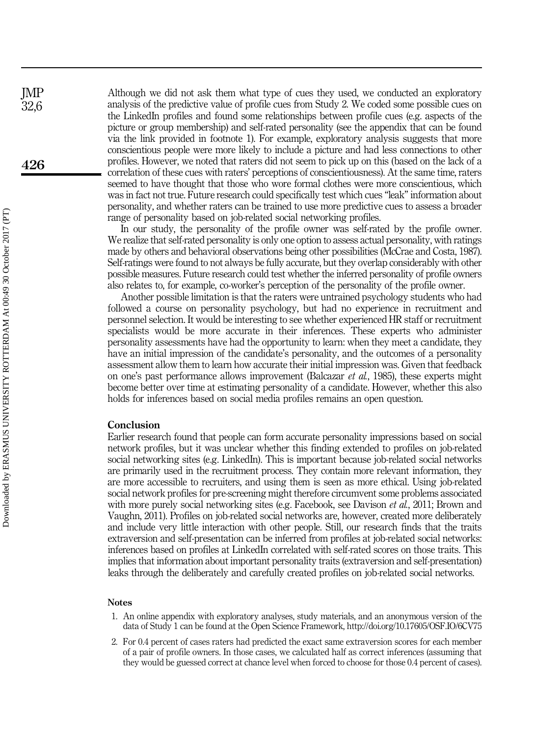Although we did not ask them what type of cues they used, we conducted an exploratory analysis of the predictive value of profile cues from Study 2. We coded some possible cues on the LinkedIn profiles and found some relationships between profile cues (e.g. aspects of the picture or group membership) and self-rated personality (see the appendix that can be found via the link provided in footnote 1). For example, exploratory analysis suggests that more conscientious people were more likely to include a picture and had less connections to other profiles. However, we noted that raters did not seem to pick up on this (based on the lack of a correlation of these cues with raters' perceptions of conscientiousness). At the same time, raters seemed to have thought that those who wore formal clothes were more conscientious, which was in fact not true. Future research could specifically test which cues "leak" information about personality, and whether raters can be trained to use more predictive cues to assess a broader range of personality based on job-related social networking profiles.

In our study, the personality of the profile owner was self-rated by the profile owner. We realize that self-rated personality is only one option to assess actual personality, with ratings made by others and behavioral observations being other possibilities (McCrae and Costa, 1987). Self-ratings were found to not always be fully accurate, but they overlap considerably with other possible measures. Future research could test whether the inferred personality of profile owners also relates to, for example, co-worker's perception of the personality of the profile owner.

Another possible limitation is that the raters were untrained psychology students who had followed a course on personality psychology, but had no experience in recruitment and personnel selection. It would be interesting to see whether experienced HR staff or recruitment specialists would be more accurate in their inferences. These experts who administer personality assessments have had the opportunity to learn: when they meet a candidate, they have an initial impression of the candidate's personality, and the outcomes of a personality assessment allow them to learn how accurate their initial impression was. Given that feedback on one's past performance allows improvement (Balcazar *et al.*, 1985), these experts might become better over time at estimating personality of a candidate. However, whether this also holds for inferences based on social media profiles remains an open question.

## Conclusion

Earlier research found that people can form accurate personality impressions based on social network profiles, but it was unclear whether this finding extended to profiles on job-related social networking sites (e.g. LinkedIn). This is important because job-related social networks are primarily used in the recruitment process. They contain more relevant information, they are more accessible to recruiters, and using them is seen as more ethical. Using job-related social network profiles for pre-screening might therefore circumvent some problems associated with more purely social networking sites (e.g. Facebook, see Davison *et al.*, 2011; Brown and Vaughn, 2011). Profiles on job-related social networks are, however, created more deliberately and include very little interaction with other people. Still, our research finds that the traits extraversion and self-presentation can be inferred from profiles at job-related social networks: inferences based on profiles at LinkedIn correlated with self-rated scores on those traits. This implies that information about important personality traits (extraversion and self-presentation) leaks through the deliberately and carefully created profiles on job-related social networks.

### Notes

1. An online appendix with exploratory analyses, study materials, and an anonymous version of the data of Study 1 can be found at the Open Science Framework, http://doi.org/10.17605/OSF.IO/6CV75
2. For 0.4 percent of cases raters had predicted the exact same extraversion scores for each member of a pair of profile owners. In those cases, we calculated half as correct inferences (assuming that they would be guessed correct at chance level when forced to choose for those 0.4 percent of cases).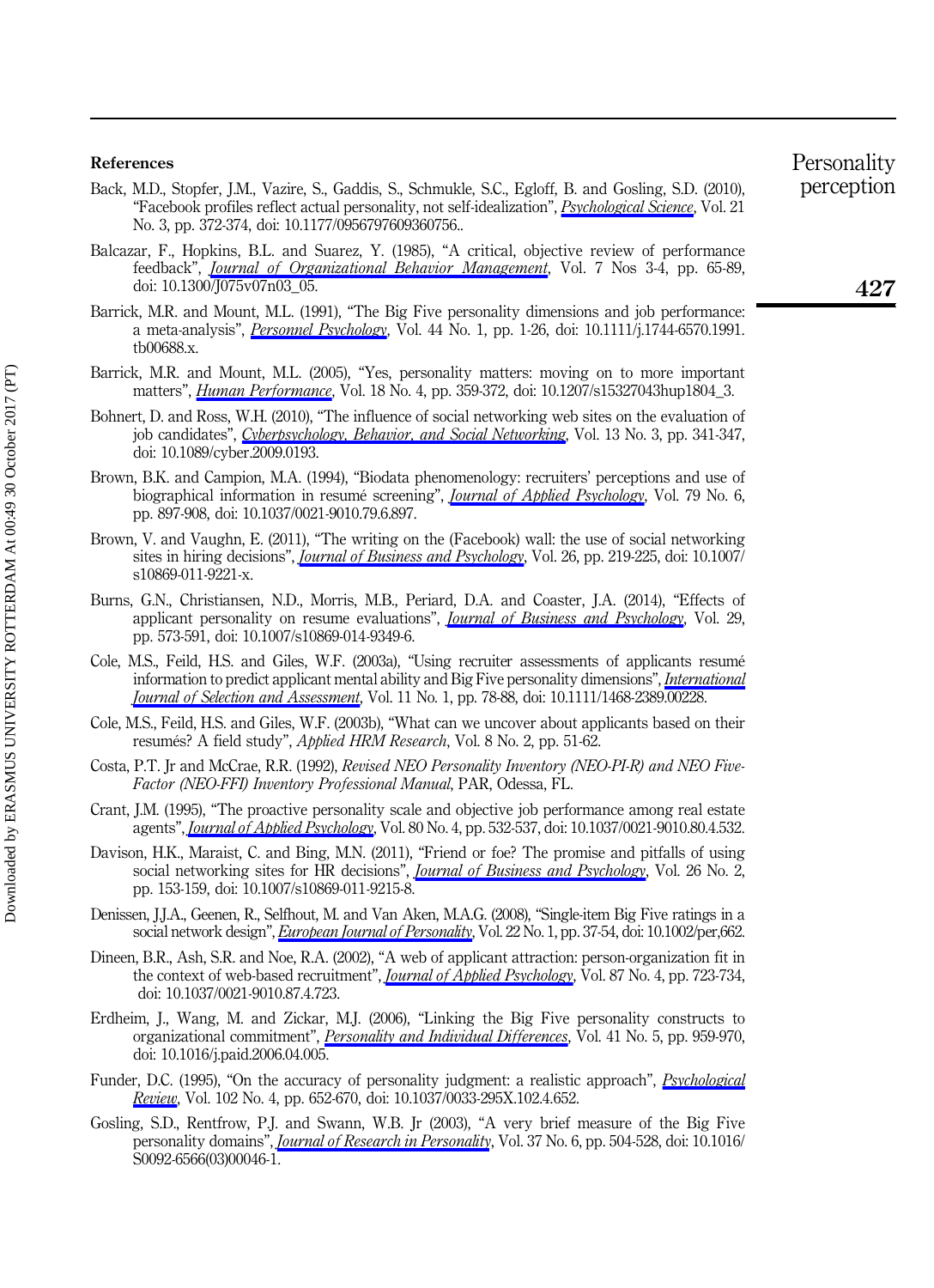## References

Back, M.D., Stopfer, J.M., Vazire, S., Gaddis, S., Schmukle, S.C., Egloff, B. and Gosling, S.D. (2010), "Facebook profiles reflect actual personality, not self-idealization", *Psychological Science*, Vol. 21 No. 3, pp. 372-374, doi: 10.1177/0956797609360756..

Balcazar, F., Hopkins, B.L. and Suarez, Y. (1985), "A critical, objective review of performance feedback", *Journal of Organizational Behavior Management*, Vol. 7 Nos 3-4, pp. 65-89, doi: 10.1300/J075v07n03_05.

Barrick, M.R. and Mount, M.L. (1991), "The Big Five personality dimensions and job performance: a meta-analysis", *Personnel Psychology*, Vol. 44 No. 1, pp. 1-26, doi: 10.1111/j.1744-6570.1991.tb00688.x.

Barrick, M.R. and Mount, M.L. (2005), "Yes, personality matters: moving on to more important matters", *Human Performance*, Vol. 18 No. 4, pp. 359-372, doi: 10.1207/s15327043hup1804_3.

Bohnert, D. and Ross, W.H. (2010), "The influence of social networking web sites on the evaluation of job candidates", *Cyberpsychology, Behavior, and Social Networking*, Vol. 13 No. 3, pp. 341-347, doi: 10.1089/cyber.2009.0193.

Brown, B.K. and Campion, M.A. (1994), "Biodata phenomenology: recruiters' perceptions and use of biographical information in resumé screening", *Journal of Applied Psychology*, Vol. 79 No. 6, pp. 897-908, doi: 10.1037/0021-9010.79.6.897.

Brown, V. and Vaughn, E. (2011), "The writing on the (Facebook) wall: the use of social networking sites in hiring decisions", *Journal of Business and Psychology*, Vol. 26, pp. 219-225, doi: 10.1007/s10869-011-9221-x.

Burns, G.N., Christiansen, N.D., Morris, M.B., Periard, D.A. and Coaster, J.A. (2014), "Effects of applicant personality on resume evaluations", *Journal of Business and Psychology*, Vol. 29, pp. 573-591, doi: 10.1007/s10869-014-9349-6.

Cole, M.S., Feild, H.S. and Giles, W.F. (2003a), "Using recruiter assessments of applicants resumé information to predict applicant mental ability and Big Five personality dimensions", *International Journal of Selection and Assessment*, Vol. 11 No. 1, pp. 78-88, doi: 10.1111/1468-2389.00228.

Cole, M.S., Feild, H.S. and Giles, W.F. (2003b), "What can we uncover about applicants based on their resumés? A field study", *Applied HRM Research*, Vol. 8 No. 2, pp. 51-62.

Costa, P.T. Jr and McCrae, R.R. (1992), *Revised NEO Personality Inventory (NEO-PI-R) and NEO Five-Factor (NEO-FFI) Inventory Professional Manual*, PAR, Odessa, FL.

Crant, J.M. (1995), "The proactive personality scale and objective job performance among real estate agents", *Journal of Applied Psychology*, Vol. 80 No. 4, pp. 532-537, doi: 10.1037/0021-9010.80.4.532.

Davison, H.K., Maraist, C. and Bing, M.N. (2011), "Friend or foe? The promise and pitfalls of using social networking sites for HR decisions", *Journal of Business and Psychology*, Vol. 26 No. 2, pp. 153-159, doi: 10.1007/s10869-011-9215-8.

Denissen, J.J.A., Geenen, R., Selfhout, M. and Van Aken, M.A.G. (2008), "Single-item Big Five ratings in a social network design", *European Journal of Personality*, Vol. 22 No. 1, pp. 37-54, doi: 10.1002/per,662.

Dineen, B.R., Ash, S.R. and Noe, R.A. (2002), "A web of applicant attraction: person-organization fit in the context of web-based recruitment", *Journal of Applied Psychology*, Vol. 87 No. 4, pp. 723-734, doi: 10.1037/0021-9010.87.4.723.

Erdheim, J., Wang, M. and Zickar, M.J. (2006), "Linking the Big Five personality constructs to organizational commitment", *Personality and Individual Differences*, Vol. 41 No. 5, pp. 959-970, doi: 10.1016/j.paid.2006.04.005.

Funder, D.C. (1995), "On the accuracy of personality judgment: a realistic approach", *Psychological Review*, Vol. 102 No. 4, pp. 652-670, doi: 10.1037/0033-295X.102.4.652.

Gosling, S.D., Rentfrow, P.J. and Swann, W.B. Jr (2003), "A very brief measure of the Big Five personality domains", *Journal of Research in Personality*, Vol. 37 No. 6, pp. 504-528, doi: 10.1016/S0092-6566(03)00046-1.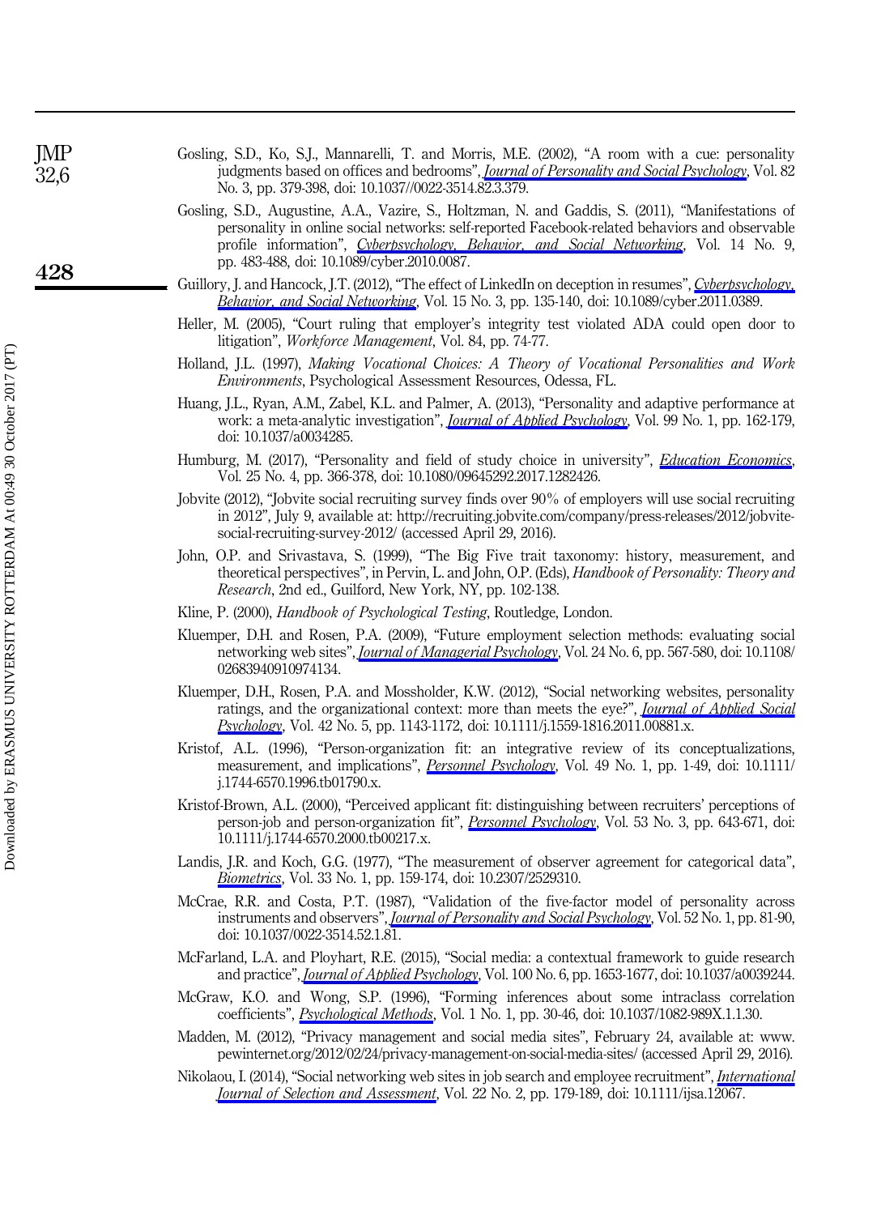Gosling, S.D., Ko, S.J., Mannarelli, T. and Morris, M.E. (2002), "A room with a cue: personality judgments based on offices and bedrooms", *Journal of Personality and Social Psychology*, Vol. 82 No. 3, pp. 379-398, doi: 10.1037//0022-3514.82.3.379.

Gosling, S.D., Augustine, A.A., Vazire, S., Holtzman, N. and Gaddis, S. (2011), "Manifestations of personality in online social networks: self-reported Facebook-related behaviors and observable profile information", *Cyberpsychology, Behavior, and Social Networking*, Vol. 14 No. 9, pp. 483-488, doi: 10.1089/cyber.2010.0087.

Guillory, J. and Hancock, J.T. (2012), "The effect of LinkedIn on deception in resumes", *Cyberpsychology, Behavior, and Social Networking*, Vol. 15 No. 3, pp. 135-140, doi: 10.1089/cyber.2011.0389.

Heller, M. (2005), "Court ruling that employer's integrity test violated ADA could open door to litigation", *Workforce Management*, Vol. 84, pp. 74-77.

Holland, J.L. (1997), *Making Vocational Choices: A Theory of Vocational Personalities and Work Environments*, Psychological Assessment Resources, Odessa, FL.

Huang, J.L., Ryan, A.M., Zabel, K.L. and Palmer, A. (2013), "Personality and adaptive performance at work: a meta-analytic investigation", *Journal of Applied Psychology*, Vol. 99 No. 1, pp. 162-179, doi: 10.1037/a0034285.

Humburg, M. (2017), "Personality and field of study choice in university", *Education Economics*, Vol. 25 No. 4, pp. 366-378, doi: 10.1080/09645292.2017.1282426.

Jobvite (2012), "Jobvite social recruiting survey finds over 90% of employers will use social recruiting in 2012", July 9, available at: http://recruiting.jobvite.com/company/press-releases/2012/jobvite-social-recruiting-survey-2012/ (accessed April 29, 2016).

John, O.P. and Srivastava, S. (1999), "The Big Five trait taxonomy: history, measurement, and theoretical perspectives", in Pervin, L. and John, O.P. (Eds), *Handbook of Personality: Theory and Research*, 2nd ed., Guilford, New York, NY, pp. 102-138.

Kline, P. (2000), *Handbook of Psychological Testing*, Routledge, London.

Kluemper, D.H. and Rosen, P.A. (2009), "Future employment selection methods: evaluating social networking web sites", *Journal of Managerial Psychology*, Vol. 24 No. 6, pp. 567-580, doi: 10.1108/02683940910974134.

Kluemper, D.H., Rosen, P.A. and Mossholder, K.W. (2012), "Social networking websites, personality ratings, and the organizational context: more than meets the eye?", *Journal of Applied Social Psychology*, Vol. 42 No. 5, pp. 1143-1172, doi: 10.1111/j.1559-1816.2011.00881.x.

Kristof, A.L. (1996), "Person-organization fit: an integrative review of its conceptualizations, measurement, and implications", *Personnel Psychology*, Vol. 49 No. 1, pp. 1-49, doi: 10.1111/j.1744-6570.1996.tb01790.x.

Kristof-Brown, A.L. (2000), "Perceived applicant fit: distinguishing between recruiters' perceptions of person-job and person-organization fit", *Personnel Psychology*, Vol. 53 No. 3, pp. 643-671, doi: 10.1111/j.1744-6570.2000.tb00217.x.

Landis, J.R. and Koch, G.G. (1977), "The measurement of observer agreement for categorical data", *Biometrics*, Vol. 33 No. 1, pp. 159-174, doi: 10.2307/2529310.

McCrae, R.R. and Costa, P.T. (1987), "Validation of the five-factor model of personality across instruments and observers", *Journal of Personality and Social Psychology*, Vol. 52 No. 1, pp. 81-90, doi: 10.1037/0022-3514.52.1.81.

McFarland, L.A. and Ployhart, R.E. (2015), "Social media: a contextual framework to guide research and practice", *Journal of Applied Psychology*, Vol. 100 No. 6, pp. 1653-1677, doi: 10.1037/a0039244.

McGraw, K.O. and Wong, S.P. (1996), "Forming inferences about some intraclass correlation coefficients", *Psychological Methods*, Vol. 1 No. 1, pp. 30-46, doi: 10.1037/1082-989X.1.1.30.

Madden, M. (2012), "Privacy management and social media sites", February 24, available at: www.pewinternet.org/2012/02/24/privacy-management-on-social-media-sites/ (accessed April 29, 2016).

Nikolaou, I. (2014), "Social networking web sites in job search and employee recruitment", *International Journal of Selection and Assessment*, Vol. 22 No. 2, pp. 179-189, doi: 10.1111/ijsa.12067.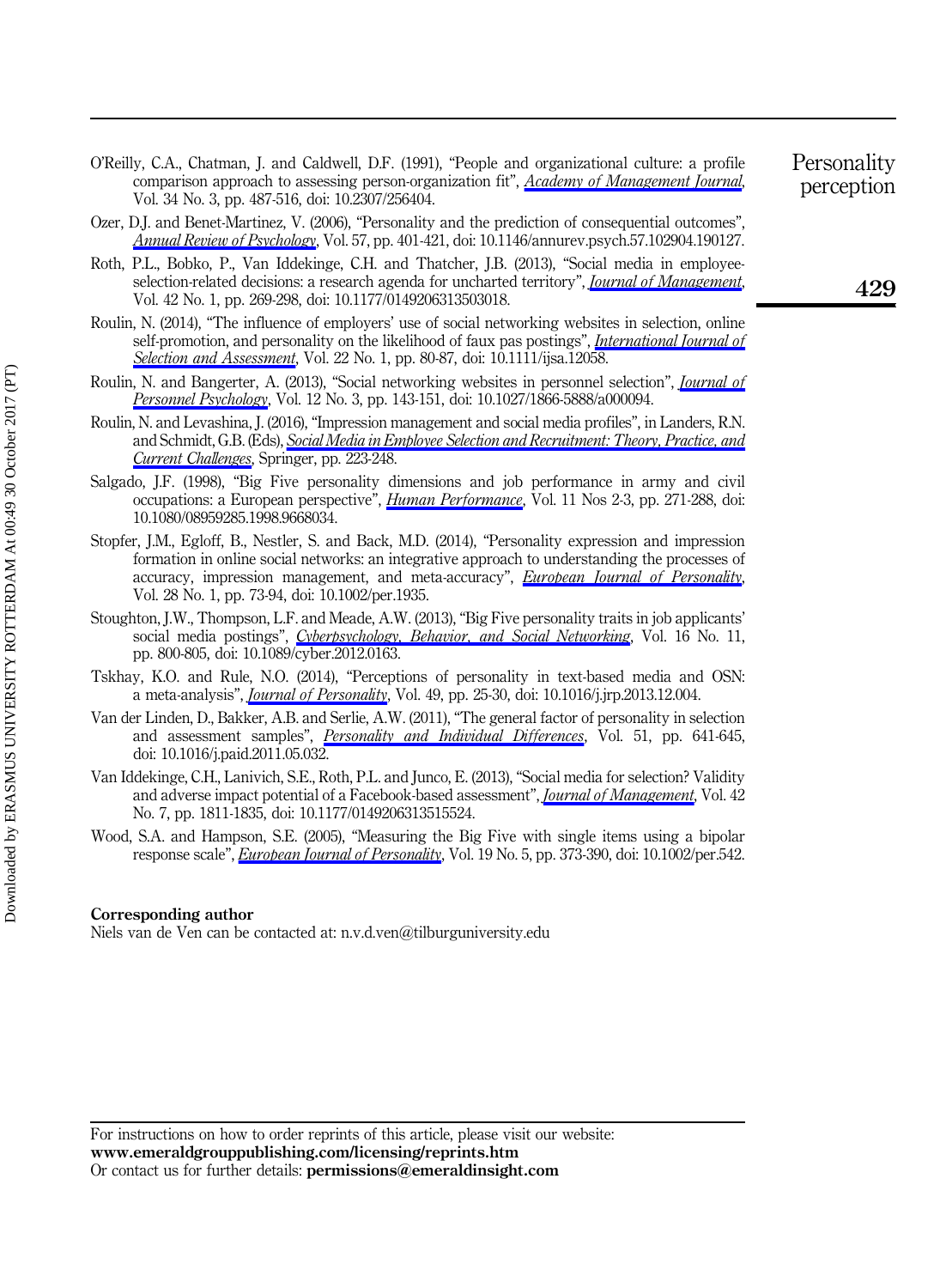O'Reilly, C.A., Chatman, J. and Caldwell, D.F. (1991), "People and organizational culture: a profile comparison approach to assessing person-organization fit", *Academy of Management Journal*, Vol. 34 No. 3, pp. 487-516, doi: 10.2307/256404.

Ozer, D.J. and Benet-Martinez, V. (2006), "Personality and the prediction of consequential outcomes", *Annual Review of Psychology*, Vol. 57, pp. 401-421, doi: 10.1146/annurev.psych.57.102904.190127.

Roth, P.L., Bobko, P., Van Iddekinge, C.H. and Thatcher, J.B. (2013), "Social media in employee-selection-related decisions: a research agenda for uncharted territory", *Journal of Management*, Vol. 42 No. 1, pp. 269-298, doi: 10.1177/0149206313503018.

Roulin, N. (2014), "The influence of employers' use of social networking websites in selection, online self-promotion, and personality on the likelihood of faux pas postings", *International Journal of Selection and Assessment*, Vol. 22 No. 1, pp. 80-87, doi: 10.1111/ijsa.12058.

Roulin, N. and Bangerter, A. (2013), "Social networking websites in personnel selection", *Journal of Personnel Psychology*, Vol. 12 No. 3, pp. 143-151, doi: 10.1027/1866-5888/a000094.

Roulin, N. and Levashina, J. (2016), "Impression management and social media profiles", in Landers, R.N. and Schmidt, G.B. (Eds), *Social Media in Employee Selection and Recruitment: Theory, Practice, and Current Challenges*, Springer, pp. 223-248.

Salgado, J.F. (1998), "Big Five personality dimensions and job performance in army and civil occupations: a European perspective", *Human Performance*, Vol. 11 Nos 2-3, pp. 271-288, doi: 10.1080/08959285.1998.9668034.

Stopfer, J.M., Egloff, B., Nestler, S. and Back, M.D. (2014), "Personality expression and impression formation in online social networks: an integrative approach to understanding the processes of accuracy, impression management, and meta-accuracy", *European Journal of Personality*, Vol. 28 No. 1, pp. 73-94, doi: 10.1002/per.1935.

Stoughton, J.W., Thompson, L.F. and Meade, A.W. (2013), "Big Five personality traits in job applicants' social media postings", *Cyberpsychology, Behavior, and Social Networking*, Vol. 16 No. 11, pp. 800-805, doi: 10.1089/cyber.2012.0163.

Tskhay, K.O. and Rule, N.O. (2014), "Perceptions of personality in text-based media and OSN: a meta-analysis", *Journal of Personality*, Vol. 49, pp. 25-30, doi: 10.1016/j.jrp.2013.12.004.

Van der Linden, D., Bakker, A.B. and Serlie, A.W. (2011), "The general factor of personality in selection and assessment samples", *Personality and Individual Differences*, Vol. 51, pp. 641-645, doi: 10.1016/j.paid.2011.05.032.

Van Iddekinge, C.H., Lanivich, S.E., Roth, P.L. and Junco, E. (2013), "Social media for selection? Validity and adverse impact potential of a Facebook-based assessment", *Journal of Management*, Vol. 42 No. 7, pp. 1811-1835, doi: 10.1177/0149206313515524.

Wood, S.A. and Hampson, S.E. (2005), "Measuring the Big Five with single items using a bipolar response scale", *European Journal of Personality*, Vol. 19 No. 5, pp. 373-390, doi: 10.1002/per.542.

**Corresponding author**

Niels van de Ven can be contacted at: n.v.d.ven@tilburguniversity.edu

For instructions on how to order reprints of this article, please visit our website:
**www.emeraldgrouppublishing.com/licensing/reprints.htm**
Or contact us for further details: **permissions@emeraldinsight.com**